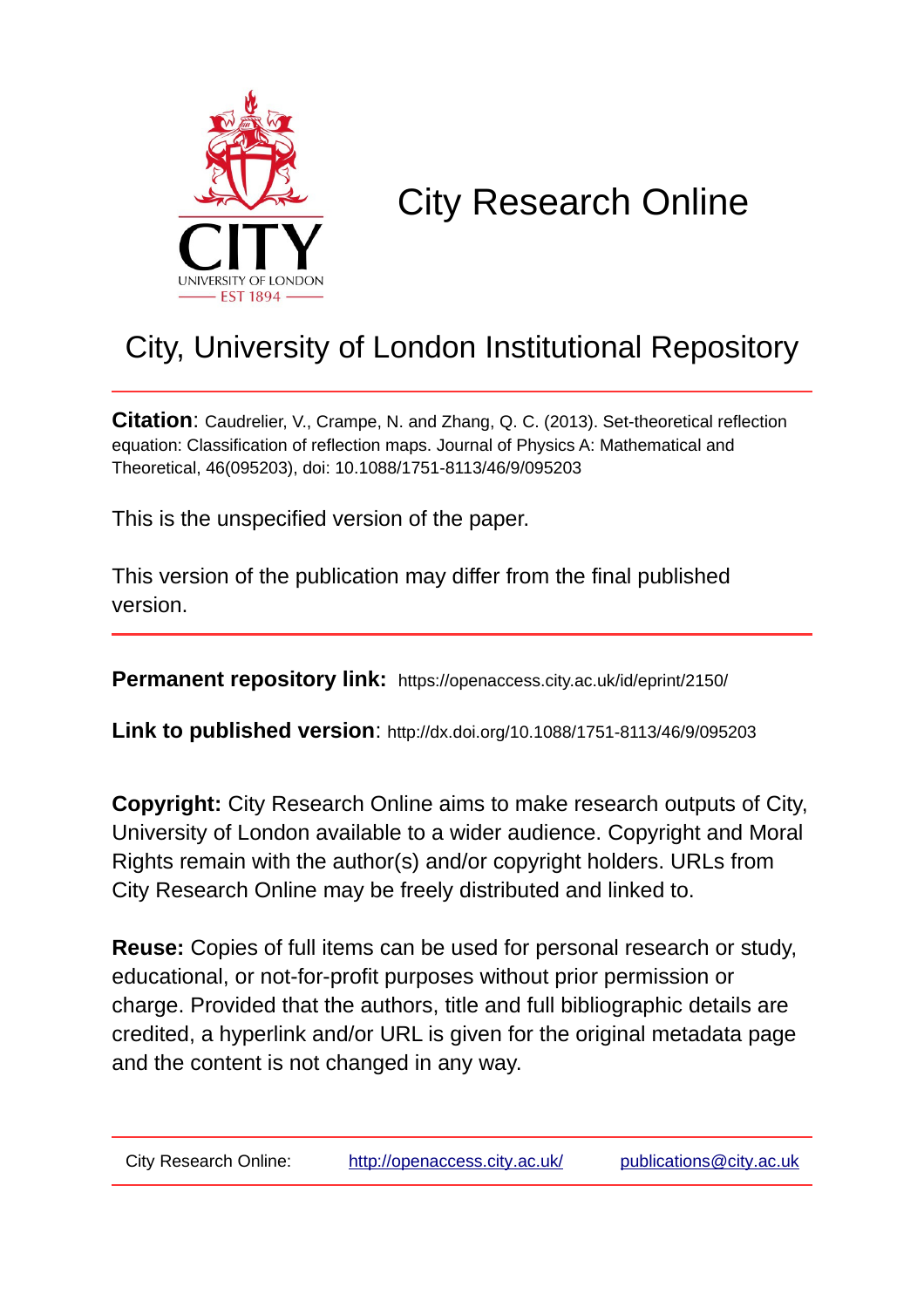# City Research Online

## City, University of London Institutional Repository

**Citation**: Caudrelier, V., Crampe, N. and Zhang, Q. C. (2013). Set-theoretical reflection equation: Classification of reflection maps. Journal of Physics A: Mathematical and Theoretical, 46(095203), doi: 10.1088/1751-8113/46/9/095203

This is the unspecified version of the paper.

This version of the publication may differ from the final published version.

**Permanent repository link:** https://openaccess.city.ac.uk/id/eprint/2150/

**Link to published version**: http://dx.doi.org/10.1088/1751-8113/46/9/095203

**Copyright:** City Research Online aims to make research outputs of City, University of London available to a wider audience. Copyright and Moral Rights remain with the author(s) and/or copyright holders. URLs from City Research Online may be freely distributed and linked to.

**Reuse:** Copies of full items can be used for personal research or study, educational, or not-for-profit purposes without prior permission or charge. Provided that the authors, title and full bibliographic details are credited, a hyperlink and/or URL is given for the original metadata page and the content is not changed in any way.

City Research Online: http://openaccess.city.ac.uk/ publications@city.ac.uk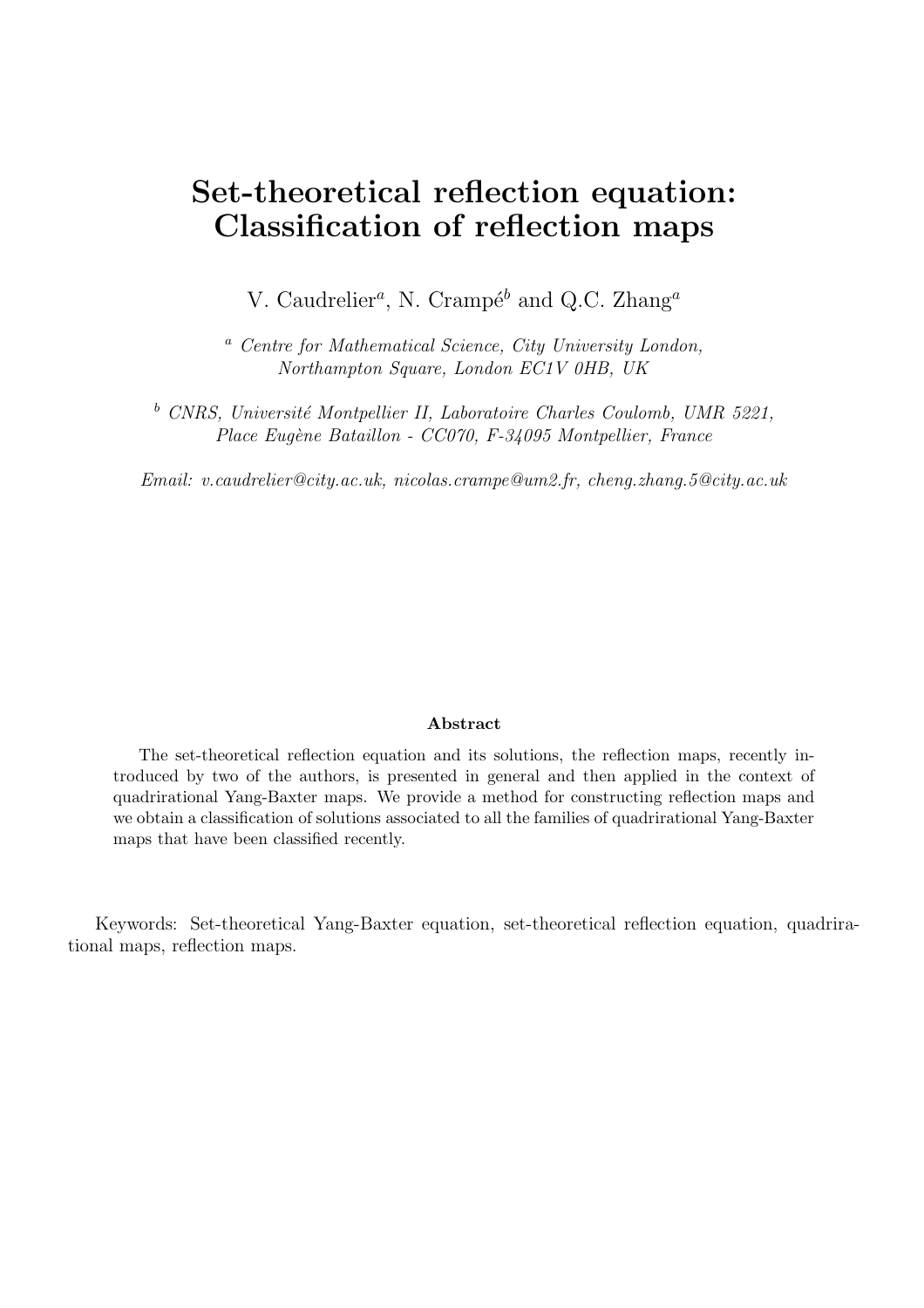# Set-theoretical reflection equation: Classification of reflection maps

V. Caudrelier[a], N. Crampé[b] and Q.C. Zhang[a]

[a] *Centre for Mathematical Science, City University London, Northampton Square, London EC1V 0HB, UK*

[b] *CNRS, Université Montpellier II, Laboratoire Charles Coulomb, UMR 5221, Place Eugène Bataillon - CC070, F-34095 Montpellier, France*

*Email: v.caudrelier@city.ac.uk, nicolas.crampe@um2.fr, cheng.zhang.5@city.ac.uk*

**Abstract**

The set-theoretical reflection equation and its solutions, the reflection maps, recently introduced by two of the authors, is presented in general and then applied in the context of quadrirational Yang-Baxter maps. We provide a method for constructing reflection maps and we obtain a classification of solutions associated to all the families of quadrirational Yang-Baxter maps that have been classified recently.

Keywords: Set-theoretical Yang-Baxter equation, set-theoretical reflection equation, quadrirational maps, reflection maps.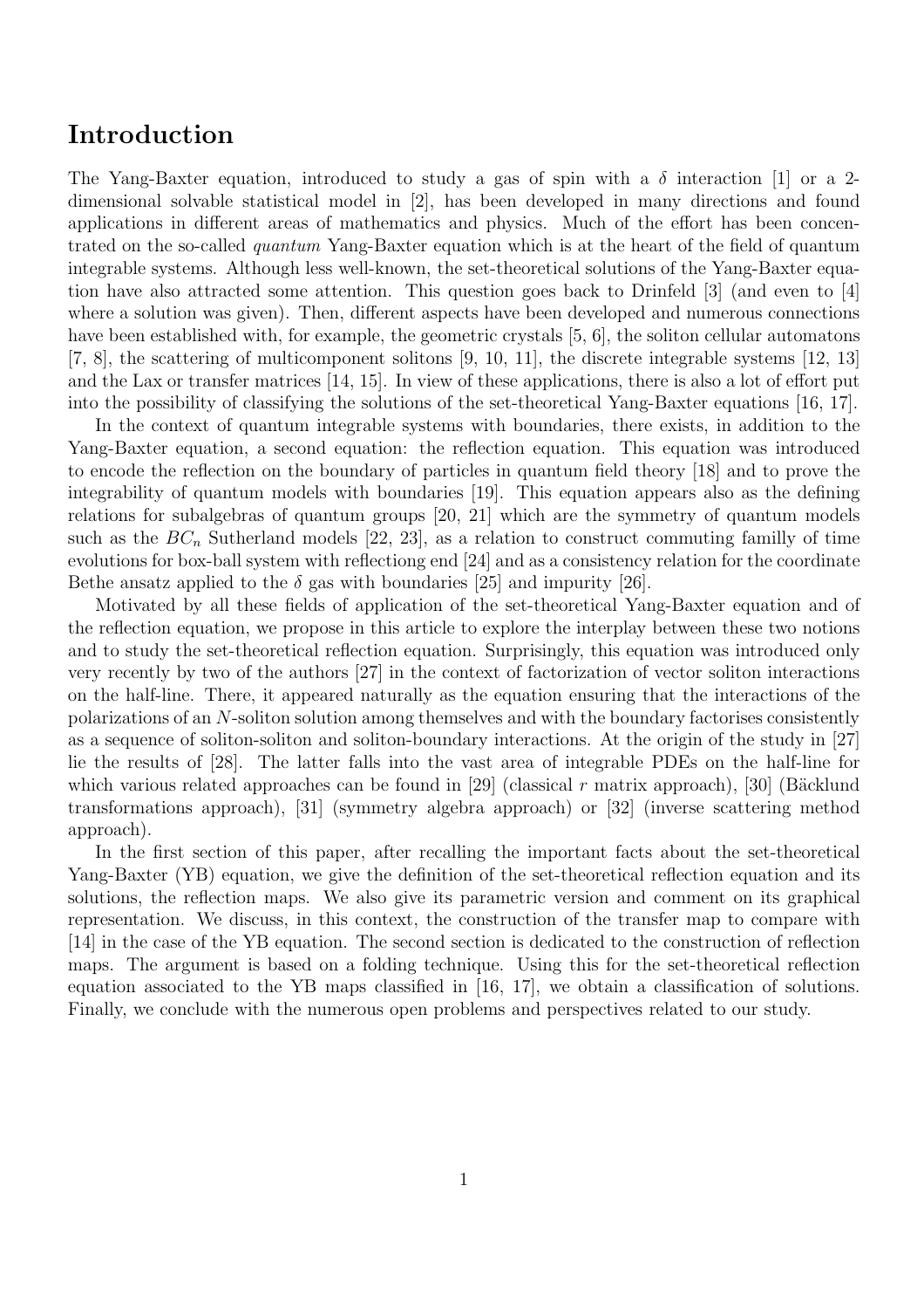# Introduction

The Yang-Baxter equation, introduced to study a gas of spin with a $\delta$ interaction [1] or a 2-dimensional solvable statistical model in [2], has been developed in many directions and found applications in different areas of mathematics and physics. Much of the effort has been concentrated on the so-called *quantum* Yang-Baxter equation which is at the heart of the field of quantum integrable systems. Although less well-known, the set-theoretical solutions of the Yang-Baxter equation have also attracted some attention. This question goes back to Drinfeld [3] (and even to [4] where a solution was given). Then, different aspects have been developed and numerous connections have been established with, for example, the geometric crystals [5, 6], the soliton cellular automatons [7, 8], the scattering of multicomponent solitons [9, 10, 11], the discrete integrable systems [12, 13] and the Lax or transfer matrices [14, 15]. In view of these applications, there is also a lot of effort put into the possibility of classifying the solutions of the set-theoretical Yang-Baxter equations [16, 17].

In the context of quantum integrable systems with boundaries, there exists, in addition to the Yang-Baxter equation, a second equation: the reflection equation. This equation was introduced to encode the reflection on the boundary of particles in quantum field theory [18] and to prove the integrability of quantum models with boundaries [19]. This equation appears also as the defining relations for subalgebras of quantum groups [20, 21] which are the symmetry of quantum models such as the $BC_n$ Sutherland models [22, 23], as a relation to construct commuting familly of time evolutions for box-ball system with reflectiong end [24] and as a consistency relation for the coordinate Bethe ansatz applied to the $\delta$ gas with boundaries [25] and impurity [26].

Motivated by all these fields of application of the set-theoretical Yang-Baxter equation and of the reflection equation, we propose in this article to explore the interplay between these two notions and to study the set-theoretical reflection equation. Surprisingly, this equation was introduced only very recently by two of the authors [27] in the context of factorization of vector soliton interactions on the half-line. There, it appeared naturally as the equation ensuring that the interactions of the polarizations of an $N$-soliton solution among themselves and with the boundary factorises consistently as a sequence of soliton-soliton and soliton-boundary interactions. At the origin of the study in [27] lie the results of [28]. The latter falls into the vast area of integrable PDEs on the half-line for which various related approaches can be found in [29] (classical $r$ matrix approach), [30] (Bäcklund transformations approach), [31] (symmetry algebra approach) or [32] (inverse scattering method approach).

In the first section of this paper, after recalling the important facts about the set-theoretical Yang-Baxter (YB) equation, we give the definition of the set-theoretical reflection equation and its solutions, the reflection maps. We also give its parametric version and comment on its graphical representation. We discuss, in this context, the construction of the transfer map to compare with [14] in the case of the YB equation. The second section is dedicated to the construction of reflection maps. The argument is based on a folding technique. Using this for the set-theoretical reflection equation associated to the YB maps classified in [16, 17], we obtain a classification of solutions. Finally, we conclude with the numerous open problems and perspectives related to our study.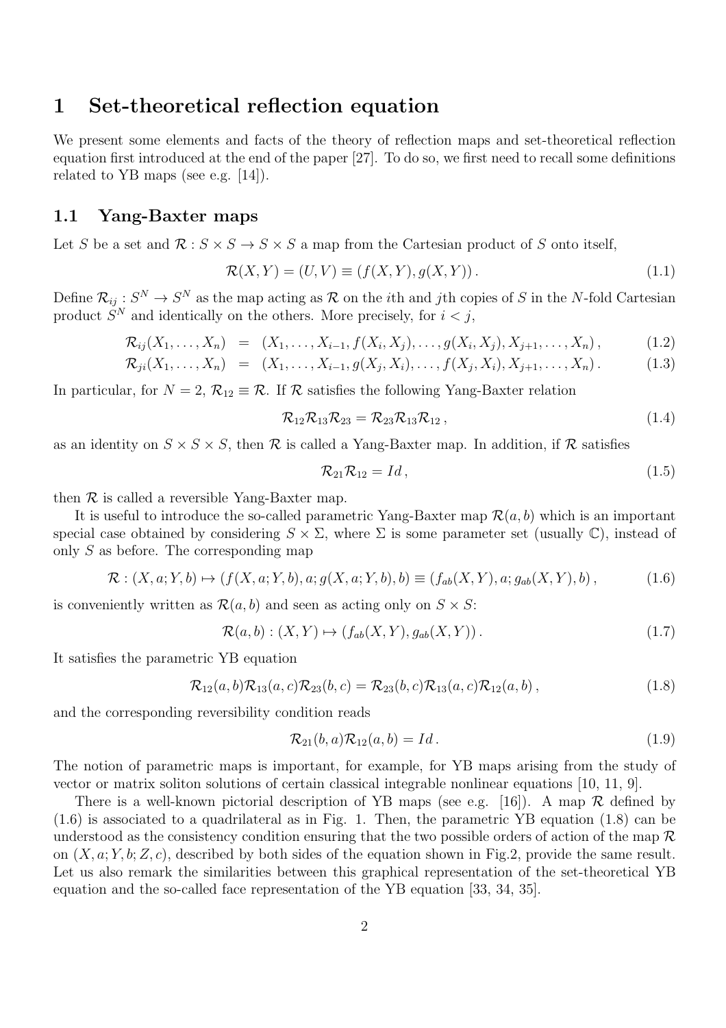# 1 Set-theoretical reflection equation

We present some elements and facts of the theory of reflection maps and set-theoretical reflection equation first introduced at the end of the paper [27]. To do so, we first need to recall some definitions related to YB maps (see e.g. [14]).

## 1.1 Yang-Baxter maps

Let $S$ be a set and $\mathcal{R} : S \times S \to S \times S$ a map from the Cartesian product of $S$ onto itself,

$$\mathcal{R}(X,Y) = (U,V) \equiv (f(X,Y), g(X,Y)) . \tag{1.1}$$

Define $\mathcal{R}_{ij} : S^N \to S^N$ as the map acting as $\mathcal{R}$ on the $i$th and $j$th copies of $S$ in the $N$-fold Cartesian product $S^N$ and identically on the others. More precisely, for $i < j$,

$$\mathcal{R}_{ij}(X_1,\ldots,X_n) = (X_1,\ldots,X_{i-1}, f(X_i,X_j),\ldots,g(X_i,X_j),X_{j+1},\ldots,X_n) , \tag{1.2}$$

$$\mathcal{R}_{ji}(X_1,\ldots,X_n) = (X_1,\ldots,X_{i-1}, g(X_j,X_i),\ldots,f(X_j,X_i),X_{j+1},\ldots,X_n) . \tag{1.3}$$

In particular, for $N = 2$, $\mathcal{R}_{12} \equiv \mathcal{R}$. If $\mathcal{R}$ satisfies the following Yang-Baxter relation

$$\mathcal{R}_{12}\mathcal{R}_{13}\mathcal{R}_{23} = \mathcal{R}_{23}\mathcal{R}_{13}\mathcal{R}_{12} , \tag{1.4}$$

as an identity on $S \times S \times S$, then $\mathcal{R}$ is called a Yang-Baxter map. In addition, if $\mathcal{R}$ satisfies

$$\mathcal{R}_{21}\mathcal{R}_{12} = Id , \tag{1.5}$$

then $\mathcal{R}$ is called a reversible Yang-Baxter map.

It is useful to introduce the so-called parametric Yang-Baxter map $\mathcal{R}(a,b)$ which is an important special case obtained by considering $S \times \Sigma$, where $\Sigma$ is some parameter set (usually $\mathbb{C}$), instead of only $S$ as before. The corresponding map

$$\mathcal{R} : (X,a;Y,b) \mapsto (f(X,a;Y,b),a;g(X,a;Y,b),b) \equiv (f_{ab}(X,Y),a;g_{ab}(X,Y),b) , \tag{1.6}$$

is conveniently written as $\mathcal{R}(a,b)$ and seen as acting only on $S \times S$:

$$\mathcal{R}(a,b) : (X,Y) \mapsto (f_{ab}(X,Y), g_{ab}(X,Y)) . \tag{1.7}$$

It satisfies the parametric YB equation

$$\mathcal{R}_{12}(a,b)\mathcal{R}_{13}(a,c)\mathcal{R}_{23}(b,c) = \mathcal{R}_{23}(b,c)\mathcal{R}_{13}(a,c)\mathcal{R}_{12}(a,b) , \tag{1.8}$$

and the corresponding reversibility condition reads

$$\mathcal{R}_{21}(b,a)\mathcal{R}_{12}(a,b) = Id . \tag{1.9}$$

The notion of parametric maps is important, for example, for YB maps arising from the study of vector or matrix soliton solutions of certain classical integrable nonlinear equations [10, 11, 9].

There is a well-known pictorial description of YB maps (see e.g. [16]). A map $\mathcal{R}$ defined by (1.6) is associated to a quadrilateral as in Fig. 1. Then, the parametric YB equation (1.8) can be understood as the consistency condition ensuring that the two possible orders of action of the map $\mathcal{R}$ on $(X,a;Y,b;Z,c)$, described by both sides of the equation shown in Fig.2, provide the same result. Let us also remark the similarities between this graphical representation of the set-theoretical YB equation and the so-called face representation of the YB equation [33, 34, 35].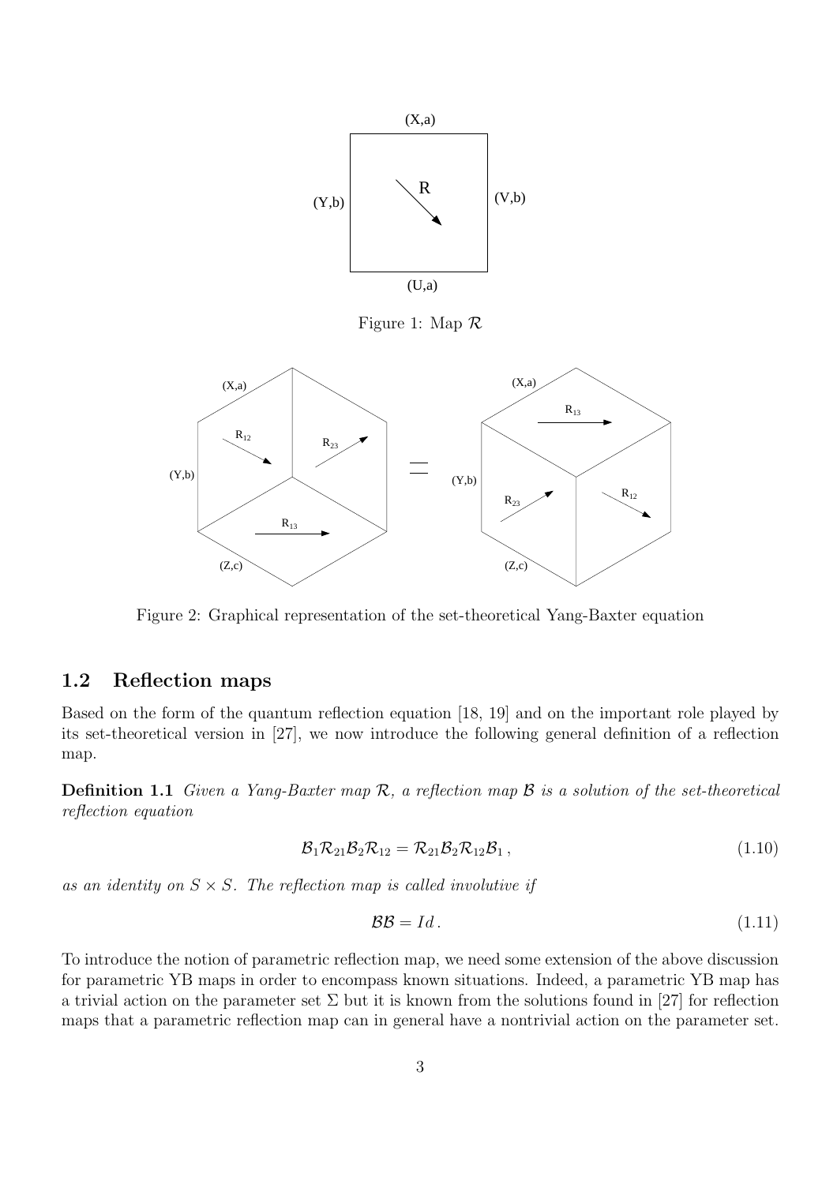Figure 1: Map $\mathcal{R}$

Figure 2: Graphical representation of the set-theoretical Yang-Baxter equation

## 1.2 Reflection maps

Based on the form of the quantum reflection equation [18, 19] and on the important role played by its set-theoretical version in [27], we now introduce the following general definition of a reflection map.

**Definition 1.1** *Given a Yang-Baxter map $\mathcal{R}$, a reflection map $\mathcal{B}$ is a solution of the set-theoretical reflection equation*

$$\mathcal{B}_1 \mathcal{R}_{21} \mathcal{B}_2 \mathcal{R}_{12} = \mathcal{R}_{21} \mathcal{B}_2 \mathcal{R}_{12} \mathcal{B}_1 \,, \tag{1.10}$$

*as an identity on $S \times S$. The reflection map is called involutive if*

$$\mathcal{B}\mathcal{B} = Id \,. \tag{1.11}$$

To introduce the notion of parametric reflection map, we need some extension of the above discussion for parametric YB maps in order to encompass known situations. Indeed, a parametric YB map has a trivial action on the parameter set $\Sigma$ but it is known from the solutions found in [27] for reflection maps that a parametric reflection map can in general have a nontrivial action on the parameter set.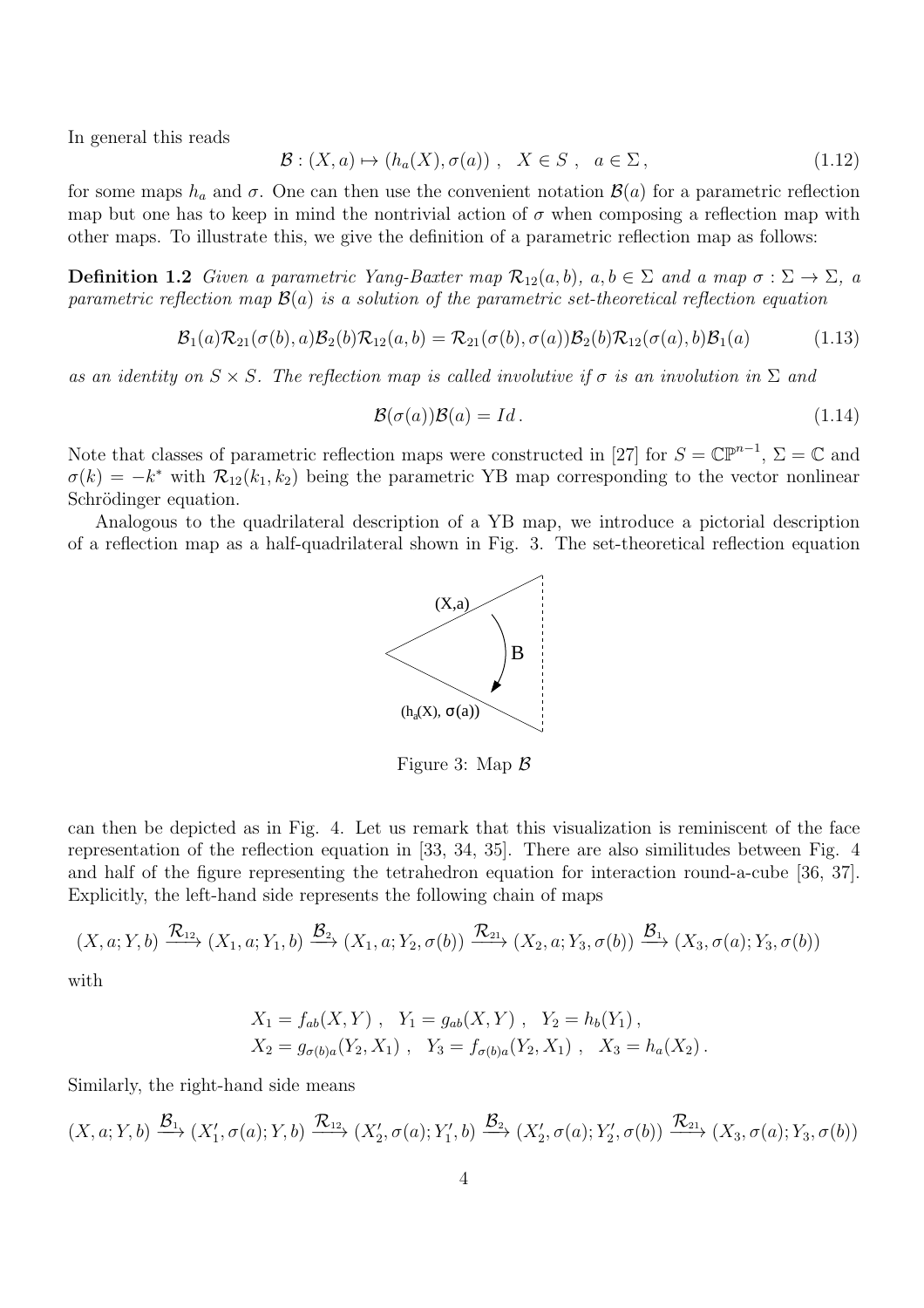In general this reads

$$\mathcal{B} : (X, a) \mapsto (h_a(X), \sigma(a)) \ , \quad X \in S \ , \quad a \in \Sigma \, , \tag{1.12}$$

for some maps $h_a$ and $\sigma$. One can then use the convenient notation $\mathcal{B}(a)$ for a parametric reflection map but one has to keep in mind the nontrivial action of $\sigma$ when composing a reflection map with other maps. To illustrate this, we give the definition of a parametric reflection map as follows:

**Definition 1.2** *Given a parametric Yang-Baxter map $\mathcal{R}_{12}(a, b)$, $a, b \in \Sigma$ and a map $\sigma : \Sigma \to \Sigma$, a parametric reflection map $\mathcal{B}(a)$ is a solution of the parametric set-theoretical reflection equation*

$$\mathcal{B}_1(a)\mathcal{R}_{21}(\sigma(b), a)\mathcal{B}_2(b)\mathcal{R}_{12}(a, b) = \mathcal{R}_{21}(\sigma(b), \sigma(a))\mathcal{B}_2(b)\mathcal{R}_{12}(\sigma(a), b)\mathcal{B}_1(a) \tag{1.13}$$

*as an identity on $S \times S$. The reflection map is called involutive if $\sigma$ is an involution in $\Sigma$ and*

$$\mathcal{B}(\sigma(a))\mathcal{B}(a) = Id \, . \tag{1.14}$$

Note that classes of parametric reflection maps were constructed in [27] for $S = \mathbb{CP}^{n-1}$, $\Sigma = \mathbb{C}$ and $\sigma(k) = -k^*$ with $\mathcal{R}_{12}(k_1, k_2)$ being the parametric YB map corresponding to the vector nonlinear Schrödinger equation.

Analogous to the quadrilateral description of a YB map, we introduce a pictorial description of a reflection map as a half-quadrilateral shown in Fig. 3. The set-theoretical reflection equation

Figure 3: Map $\mathcal{B}$

can then be depicted as in Fig. 4. Let us remark that this visualization is reminiscent of the face representation of the reflection equation in [33, 34, 35]. There are also similitudes between Fig. 4 and half of the figure representing the tetrahedron equation for interaction round-a-cube [36, 37]. Explicitly, the left-hand side represents the following chain of maps

$$(X, a; Y, b) \xrightarrow{\mathcal{R}_{12}} (X_1, a; Y_1, b) \xrightarrow{\mathcal{B}_2} (X_1, a; Y_2, \sigma(b)) \xrightarrow{\mathcal{R}_{21}} (X_2, a; Y_3, \sigma(b)) \xrightarrow{\mathcal{B}_1} (X_3, \sigma(a); Y_3, \sigma(b))$$

with

$$X_1 = f_{ab}(X, Y) \ , \quad Y_1 = g_{ab}(X, Y) \ , \quad Y_2 = h_b(Y_1) \, ,$$
$$X_2 = g_{\sigma(b)a}(Y_2, X_1) \ , \quad Y_3 = f_{\sigma(b)a}(Y_2, X_1) \ , \quad X_3 = h_a(X_2) \, .$$

Similarly, the right-hand side means

$$(X, a; Y, b) \xrightarrow{\mathcal{B}_1} (X'_1, \sigma(a); Y, b) \xrightarrow{\mathcal{R}_{12}} (X'_2, \sigma(a); Y'_1, b) \xrightarrow{\mathcal{B}_2} (X'_2, \sigma(a); Y'_2, \sigma(b)) \xrightarrow{\mathcal{R}_{21}} (X_3, \sigma(a); Y_3, \sigma(b))$$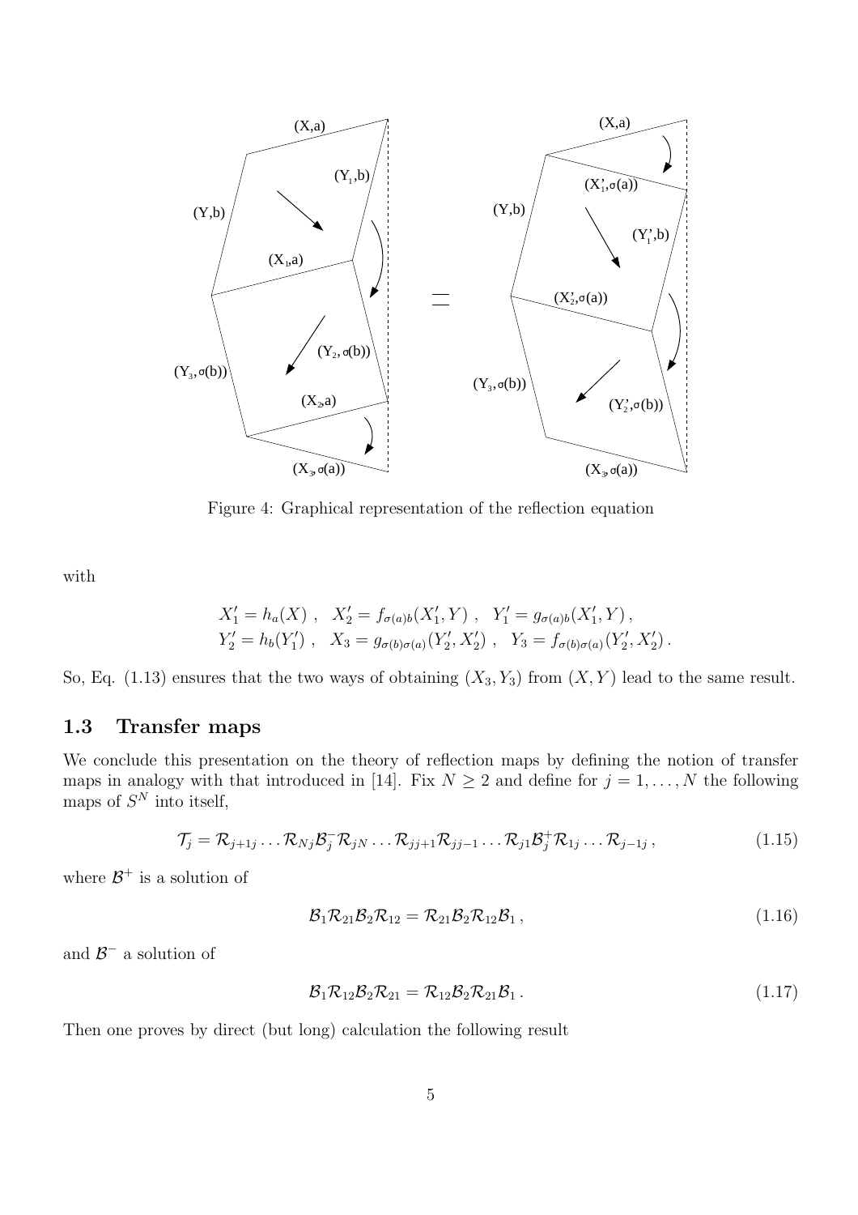Figure 4: Graphical representation of the reflection equation

with

$$
\begin{aligned}
&X_1' = h_a(X)\ ,\quad X_2' = f_{\sigma(a)b}(X_1', Y)\ ,\quad Y_1' = g_{\sigma(a)b}(X_1', Y)\,,\\
&Y_2' = h_b(Y_1')\ ,\quad X_3 = g_{\sigma(b)\sigma(a)}(Y_2', X_2')\ ,\quad Y_3 = f_{\sigma(b)\sigma(a)}(Y_2', X_2')\,.
\end{aligned}
$$

So, Eq. (1.13) ensures that the two ways of obtaining $(X_3, Y_3)$ from $(X, Y)$ lead to the same result.

### 1.3 Transfer maps

We conclude this presentation on the theory of reflection maps by defining the notion of transfer maps in analogy with that introduced in [14]. Fix $N \geq 2$ and define for $j = 1, \ldots, N$ the following maps of $S^N$ into itself,

$$
\mathcal{T}_j = \mathcal{R}_{j+1j} \ldots \mathcal{R}_{Nj} \mathcal{B}_j^- \mathcal{R}_{jN} \ldots \mathcal{R}_{jj+1} \mathcal{R}_{jj-1} \ldots \mathcal{R}_{j1} \mathcal{B}_j^+ \mathcal{R}_{1j} \ldots \mathcal{R}_{j-1j}\,, \tag{1.15}
$$

where $\mathcal{B}^+$ is a solution of

$$
\mathcal{B}_1 \mathcal{R}_{21} \mathcal{B}_2 \mathcal{R}_{12} = \mathcal{R}_{21} \mathcal{B}_2 \mathcal{R}_{12} \mathcal{B}_1\,, \tag{1.16}
$$

and $\mathcal{B}^-$ a solution of

$$
\mathcal{B}_1 \mathcal{R}_{12} \mathcal{B}_2 \mathcal{R}_{21} = \mathcal{R}_{12} \mathcal{B}_2 \mathcal{R}_{21} \mathcal{B}_1\,. \tag{1.17}
$$

Then one proves by direct (but long) calculation the following result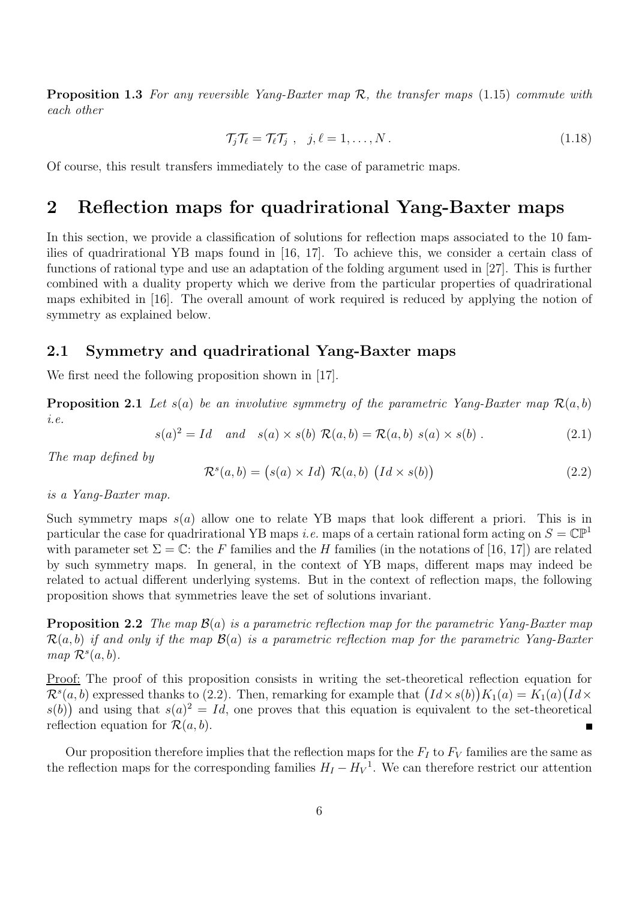**Proposition 1.3** *For any reversible Yang-Baxter map $\mathcal{R}$, the transfer maps* (1.15) *commute with each other*

$$\mathcal{T}_j\mathcal{T}_\ell = \mathcal{T}_\ell\mathcal{T}_j \ , \quad j,\ell = 1,\dots,N\,. \tag{1.18}$$

Of course, this result transfers immediately to the case of parametric maps.

# 2 Reflection maps for quadrirational Yang-Baxter maps

In this section, we provide a classification of solutions for reflection maps associated to the 10 families of quadrirational YB maps found in [16, 17]. To achieve this, we consider a certain class of functions of rational type and use an adaptation of the folding argument used in [27]. This is further combined with a duality property which we derive from the particular properties of quadrirational maps exhibited in [16]. The overall amount of work required is reduced by applying the notion of symmetry as explained below.

## 2.1 Symmetry and quadrirational Yang-Baxter maps

We first need the following proposition shown in [17].

**Proposition 2.1** *Let $s(a)$ be an involutive symmetry of the parametric Yang-Baxter map $\mathcal{R}(a,b)$ i.e.*

$$s(a)^2 = Id \quad and \quad s(a)\times s(b)\ \mathcal{R}(a,b) = \mathcal{R}(a,b)\ s(a)\times s(b)\,. \tag{2.1}$$

*The map defined by*

$$\mathcal{R}^s(a,b) = \big(s(a)\times Id\big)\ \mathcal{R}(a,b)\ \big(Id\times s(b)\big) \tag{2.2}$$

*is a Yang-Baxter map.*

Such symmetry maps $s(a)$ allow one to relate YB maps that look different a priori. This is in particular the case for quadrirational YB maps *i.e.* maps of a certain rational form acting on $S=\mathbb{CP}^1$ with parameter set $\Sigma=\mathbb{C}$: the $F$ families and the $H$ families (in the notations of [16, 17]) are related by such symmetry maps. In general, in the context of YB maps, different maps may indeed be related to actual different underlying systems. But in the context of reflection maps, the following proposition shows that symmetries leave the set of solutions invariant.

**Proposition 2.2** *The map $\mathcal{B}(a)$ is a parametric reflection map for the parametric Yang-Baxter map $\mathcal{R}(a,b)$ if and only if the map $\mathcal{B}(a)$ is a parametric reflection map for the parametric Yang-Baxter map $\mathcal{R}^s(a,b)$.*

Proof: The proof of this proposition consists in writing the set-theoretical reflection equation for $\mathcal{R}^s(a,b)$ expressed thanks to (2.2). Then, remarking for example that $\big(Id\times s(b)\big)K_1(a) = K_1(a)\big(Id\times s(b)\big)$ and using that $s(a)^2 = Id$, one proves that this equation is equivalent to the set-theoretical reflection equation for $\mathcal{R}(a,b)$. ∎

Our proposition therefore implies that the reflection maps for the $F_I$ to $F_V$ families are the same as the reflection maps for the corresponding families $H_I - H_V$[1]. We can therefore restrict our attention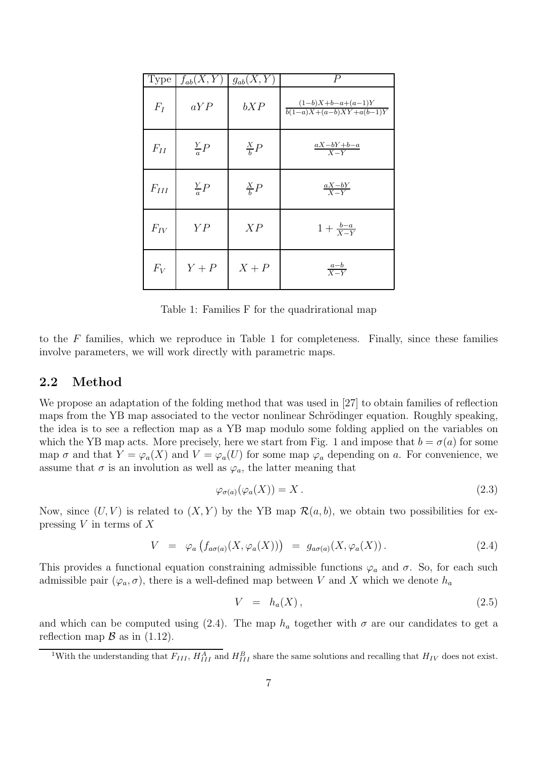| Type | $f_{ab}(X,Y)$ | $g_{ab}(X,Y)$ | $P$ |
|---|---|---|---|
| $F_I$ | $aYP$ | $bXP$ | $\frac{(1-b)X+b-a+(a-1)Y}{b(1-a)X+(a-b)XY+a(b-1)Y}$ |
| $F_{II}$ | $\frac{Y}{a}P$ | $\frac{X}{b}P$ | $\frac{aX-bY+b-a}{X-Y}$ |
| $F_{III}$ | $\frac{Y}{a}P$ | $\frac{X}{b}P$ | $\frac{aX-bY}{X-Y}$ |
| $F_{IV}$ | $YP$ | $XP$ | $1+\frac{b-a}{X-Y}$ |
| $F_V$ | $Y+P$ | $X+P$ | $\frac{a-b}{X-Y}$ |

Table 1: Families F for the quadrirational map

to the $F$ families, which we reproduce in Table 1 for completeness. Finally, since these families involve parameters, we will work directly with parametric maps.

## 2.2 Method

We propose an adaptation of the folding method that was used in [27] to obtain families of reflection maps from the YB map associated to the vector nonlinear Schrödinger equation. Roughly speaking, the idea is to see a reflection map as a YB map modulo some folding applied on the variables on which the YB map acts. More precisely, here we start from Fig. 1 and impose that $b=\sigma(a)$ for some map $\sigma$ and that $Y=\varphi_a(X)$ and $V=\varphi_a(U)$ for some map $\varphi_a$ depending on $a$. For convenience, we assume that $\sigma$ is an involution as well as $\varphi_a$, the latter meaning that

$$\varphi_{\sigma(a)}(\varphi_a(X))=X\,. \tag{2.3}$$

Now, since $(U,V)$ is related to $(X,Y)$ by the YB map $\mathcal{R}(a,b)$, we obtain two possibilities for expressing $V$ in terms of $X$

$$V \;=\; \varphi_a\left(f_{a\sigma(a)}(X,\varphi_a(X))\right) \;=\; g_{a\sigma(a)}(X,\varphi_a(X))\,. \tag{2.4}$$

This provides a functional equation constraining admissible functions $\varphi_a$ and $\sigma$. So, for each such admissible pair $(\varphi_a,\sigma)$, there is a well-defined map between $V$ and $X$ which we denote $h_a$

$$V \;=\; h_a(X)\,, \tag{2.5}$$

and which can be computed using (2.4). The map $h_a$ together with $\sigma$ are our candidates to get a reflection map $\mathcal{B}$ as in (1.12).

[1]With the understanding that $F_{III}$, $H_{III}^A$ and $H_{III}^B$ share the same solutions and recalling that $H_{IV}$ does not exist.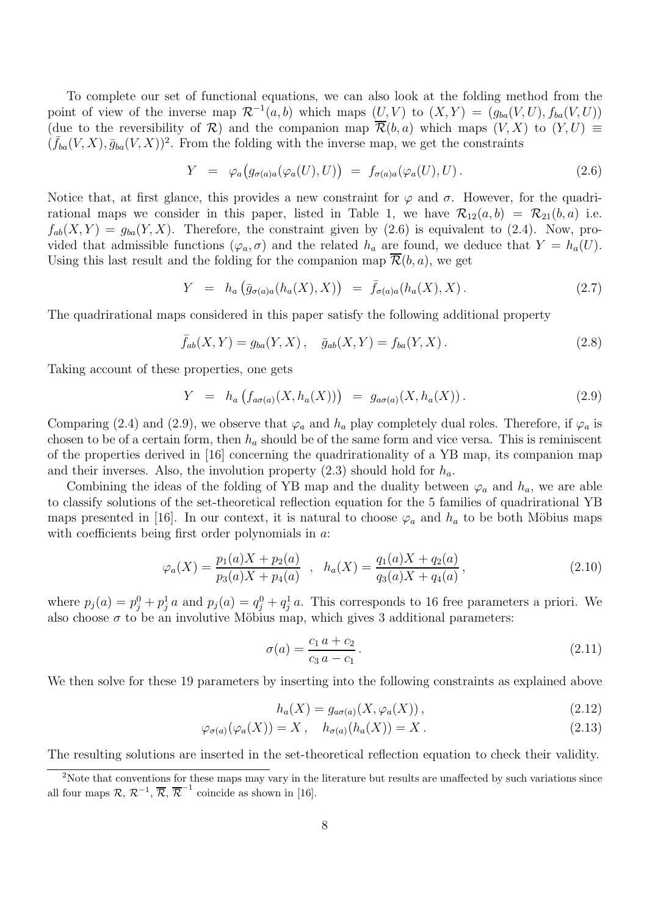To complete our set of functional equations, we can also look at the folding method from the point of view of the inverse map $\mathcal{R}^{-1}(a,b)$ which maps $(U,V)$ to $(X,Y) = (g_{ba}(V,U), f_{ba}(V,U))$ (due to the reversibility of $\mathcal{R}$) and the companion map $\overline{\mathcal{R}}(b,a)$ which maps $(V,X)$ to $(Y,U) \equiv (\bar{f}_{ba}(V,X), \bar{g}_{ba}(V,X))$[2]. From the folding with the inverse map, we get the constraints

$$Y \;=\; \varphi_a\big(g_{\sigma(a)a}(\varphi_a(U),U)\big) \;=\; f_{\sigma(a)a}(\varphi_a(U),U)\,. \tag{2.6}$$

Notice that, at first glance, this provides a new constraint for $\varphi$ and $\sigma$. However, for the quadrirational maps we consider in this paper, listed in Table 1, we have $\mathcal{R}_{12}(a,b) = \mathcal{R}_{21}(b,a)$ i.e. $f_{ab}(X,Y) = g_{ba}(Y,X)$. Therefore, the constraint given by (2.6) is equivalent to (2.4). Now, provided that admissible functions $(\varphi_a, \sigma)$ and the related $h_a$ are found, we deduce that $Y = h_a(U)$. Using this last result and the folding for the companion map $\overline{\mathcal{R}}(b,a)$, we get

$$Y \;=\; h_a\left(\bar{g}_{\sigma(a)a}(h_a(X),X)\right) \;=\; \bar{f}_{\sigma(a)a}(h_a(X),X)\,. \tag{2.7}$$

The quadrirational maps considered in this paper satisfy the following additional property

$$\bar{f}_{ab}(X,Y) = g_{ba}(Y,X)\,, \quad \bar{g}_{ab}(X,Y) = f_{ba}(Y,X)\,. \tag{2.8}$$

Taking account of these properties, one gets

$$Y \;=\; h_a\left(f_{a\sigma(a)}(X,h_a(X))\right) \;=\; g_{a\sigma(a)}(X,h_a(X))\,. \tag{2.9}$$

Comparing (2.4) and (2.9), we observe that $\varphi_a$ and $h_a$ play completely dual roles. Therefore, if $\varphi_a$ is chosen to be of a certain form, then $h_a$ should be of the same form and vice versa. This is reminiscent of the properties derived in [16] concerning the quadrirationality of a YB map, its companion map and their inverses. Also, the involution property (2.3) should hold for $h_a$.

Combining the ideas of the folding of YB map and the duality between $\varphi_a$ and $h_a$, we are able to classify solutions of the set-theoretical reflection equation for the 5 families of quadrirational YB maps presented in [16]. In our context, it is natural to choose $\varphi_a$ and $h_a$ to be both Möbius maps with coefficients being first order polynomials in $a$:

$$\varphi_a(X) = \frac{p_1(a)X + p_2(a)}{p_3(a)X + p_4(a)} \quad , \quad h_a(X) = \frac{q_1(a)X + q_2(a)}{q_3(a)X + q_4(a)}\,, \tag{2.10}$$

where $p_j(a) = p_j^0 + p_j^1\,a$ and $p_j(a) = q_j^0 + q_j^1\,a$. This corresponds to 16 free parameters a priori. We also choose $\sigma$ to be an involutive Möbius map, which gives 3 additional parameters:

$$\sigma(a) = \frac{c_1\,a + c_2}{c_3\,a - c_1}\,. \tag{2.11}$$

We then solve for these 19 parameters by inserting into the following constraints as explained above

$$h_a(X) = g_{a\sigma(a)}(X,\varphi_a(X))\,, \tag{2.12}$$

$$\varphi_{\sigma(a)}(\varphi_a(X)) = X\,, \quad h_{\sigma(a)}(h_a(X)) = X\,. \tag{2.13}$$

The resulting solutions are inserted in the set-theoretical reflection equation to check their validity.

---

[2] Note that conventions for these maps may vary in the literature but results are unaffected by such variations since all four maps $\mathcal{R}$, $\mathcal{R}^{-1}$, $\overline{\mathcal{R}}$, $\overline{\mathcal{R}}^{-1}$ coincide as shown in [16].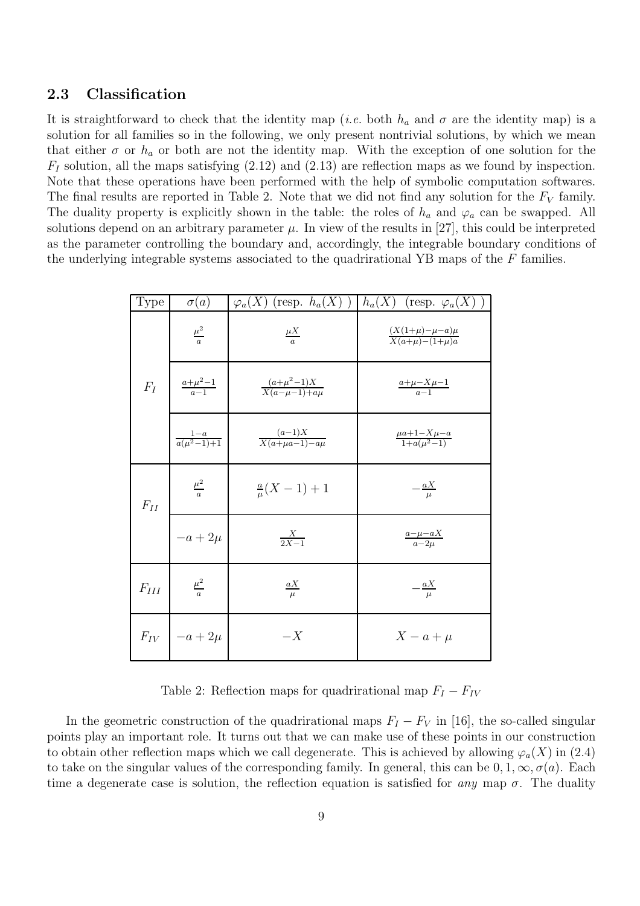### 2.3 Classification

It is straightforward to check that the identity map (*i.e.* both $h_a$ and $\sigma$ are the identity map) is a solution for all families so in the following, we only present nontrivial solutions, by which we mean that either $\sigma$ or $h_a$ or both are not the identity map. With the exception of one solution for the $F_I$ solution, all the maps satisfying (2.12) and (2.13) are reflection maps as we found by inspection. Note that these operations have been performed with the help of symbolic computation softwares. The final results are reported in Table 2. Note that we did not find any solution for the $F_V$ family. The duality property is explicitly shown in the table: the roles of $h_a$ and $\varphi_a$ can be swapped. All solutions depend on an arbitrary parameter $\mu$. In view of the results in [27], this could be interpreted as the parameter controlling the boundary and, accordingly, the integrable boundary conditions of the underlying integrable systems associated to the quadrirational YB maps of the $F$ families.

| Type | $\sigma(a)$ | $\varphi_a(X)$ (resp. $h_a(X)$ ) | $h_a(X)$ (resp. $\varphi_a(X)$ ) |
|---|---|---|---|
| $F_I$ | $\frac{\mu^2}{a}$ | $\frac{\mu X}{a}$ | $\frac{(X(1+\mu)-\mu-a)\mu}{X(a+\mu)-(1+\mu)a}$ |
| | $\frac{a+\mu^2-1}{a-1}$ | $\frac{(a+\mu^2-1)X}{X(a-\mu-1)+a\mu}$ | $\frac{a+\mu-X\mu-1}{a-1}$ |
| | $\frac{1-a}{a(\mu^2-1)+1}$ | $\frac{(a-1)X}{X(a+\mu a-1)-a\mu}$ | $\frac{\mu a+1-X\mu-a}{1+a(\mu^2-1)}$ |
| $F_{II}$ | $\frac{\mu^2}{a}$ | $\frac{a}{\mu}(X-1)+1$ | $-\frac{aX}{\mu}$ |
| | $-a+2\mu$ | $\frac{X}{2X-1}$ | $\frac{a-\mu-aX}{a-2\mu}$ |
| $F_{III}$ | $\frac{\mu^2}{a}$ | $\frac{aX}{\mu}$ | $-\frac{aX}{\mu}$ |
| $F_{IV}$ | $-a+2\mu$ | $-X$ | $X-a+\mu$ |

Table 2: Reflection maps for quadrirational map $F_I - F_{IV}$

In the geometric construction of the quadrirational maps $F_I - F_V$ in [16], the so-called singular points play an important role. It turns out that we can make use of these points in our construction to obtain other reflection maps which we call degenerate. This is achieved by allowing $\varphi_a(X)$ in (2.4) to take on the singular values of the corresponding family. In general, this can be $0, 1, \infty, \sigma(a)$. Each time a degenerate case is solution, the reflection equation is satisfied for *any* map $\sigma$. The duality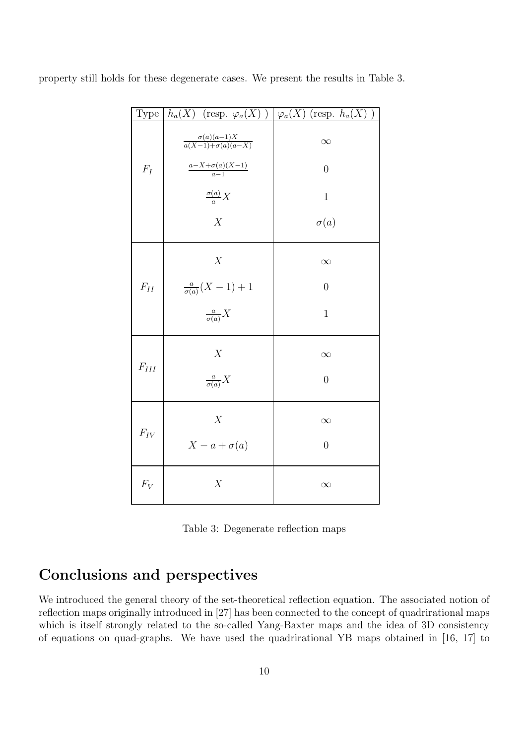property still holds for these degenerate cases. We present the results in Table 3.

| Type | $h_a(X)$ (resp. $\varphi_a(X)$ ) | $\varphi_a(X)$ (resp. $h_a(X)$ ) |
|---|---|---|
| $F_I$ | $\frac{\sigma(a)(a-1)X}{a(X-1)+\sigma(a)(a-X)}$ | $\infty$ |
| | $\frac{a-X+\sigma(a)(X-1)}{a-1}$ | $0$ |
| | $\frac{\sigma(a)}{a}X$ | $1$ |
| | $X$ | $\sigma(a)$ |
| $F_{II}$ | $X$ | $\infty$ |
| | $\frac{a}{\sigma(a)}(X-1)+1$ | $0$ |
| | $\frac{a}{\sigma(a)}X$ | $1$ |
| $F_{III}$ | $X$ | $\infty$ |
| | $\frac{a}{\sigma(a)}X$ | $0$ |
| $F_{IV}$ | $X$ | $\infty$ |
| | $X-a+\sigma(a)$ | $0$ |
| $F_V$ | $X$ | $\infty$ |

Table 3: Degenerate reflection maps

# Conclusions and perspectives

We introduced the general theory of the set-theoretical reflection equation. The associated notion of reflection maps originally introduced in [27] has been connected to the concept of quadrirational maps which is itself strongly related to the so-called Yang-Baxter maps and the idea of 3D consistency of equations on quad-graphs. We have used the quadrirational YB maps obtained in [16, 17] to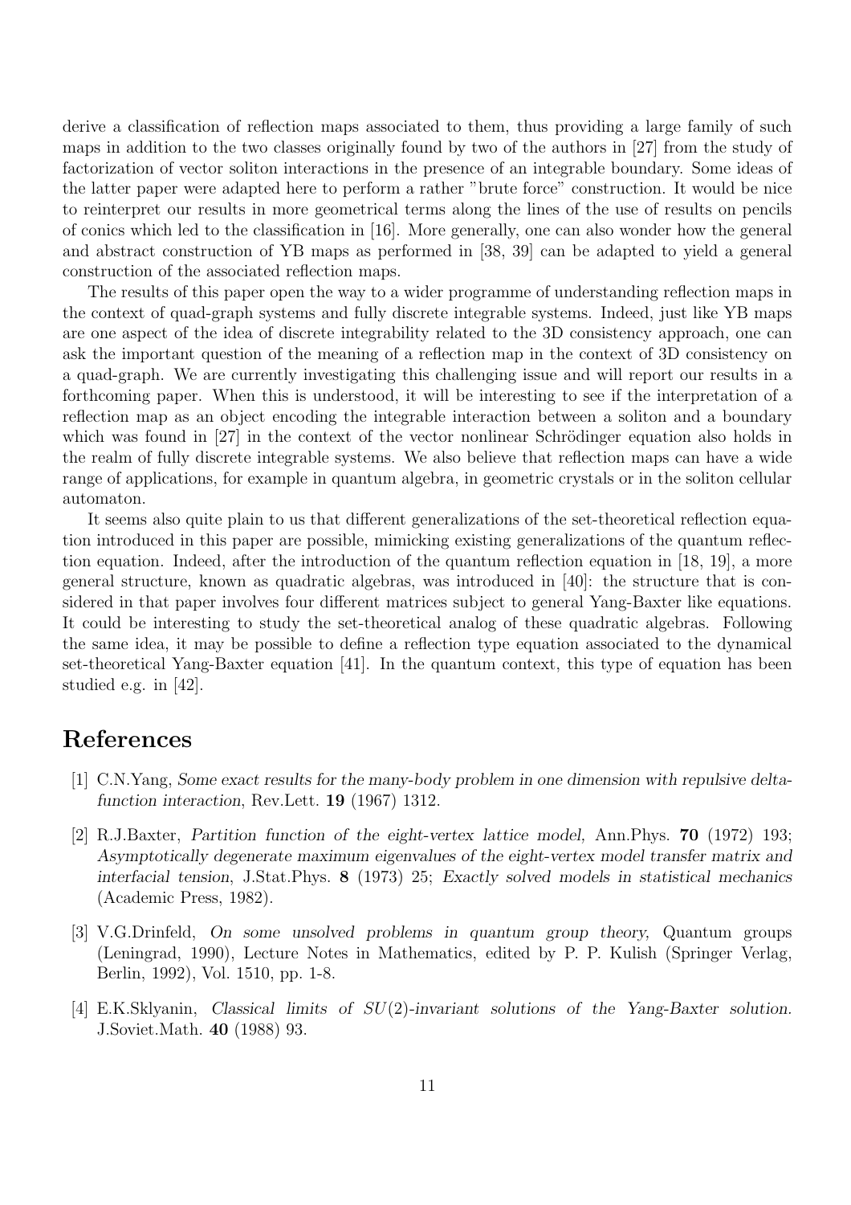derive a classification of reflection maps associated to them, thus providing a large family of such maps in addition to the two classes originally found by two of the authors in [27] from the study of factorization of vector soliton interactions in the presence of an integrable boundary. Some ideas of the latter paper were adapted here to perform a rather "brute force" construction. It would be nice to reinterpret our results in more geometrical terms along the lines of the use of results on pencils of conics which led to the classification in [16]. More generally, one can also wonder how the general and abstract construction of YB maps as performed in [38, 39] can be adapted to yield a general construction of the associated reflection maps.

The results of this paper open the way to a wider programme of understanding reflection maps in the context of quad-graph systems and fully discrete integrable systems. Indeed, just like YB maps are one aspect of the idea of discrete integrability related to the 3D consistency approach, one can ask the important question of the meaning of a reflection map in the context of 3D consistency on a quad-graph. We are currently investigating this challenging issue and will report our results in a forthcoming paper. When this is understood, it will be interesting to see if the interpretation of a reflection map as an object encoding the integrable interaction between a soliton and a boundary which was found in [27] in the context of the vector nonlinear Schrödinger equation also holds in the realm of fully discrete integrable systems. We also believe that reflection maps can have a wide range of applications, for example in quantum algebra, in geometric crystals or in the soliton cellular automaton.

It seems also quite plain to us that different generalizations of the set-theoretical reflection equation introduced in this paper are possible, mimicking existing generalizations of the quantum reflection equation. Indeed, after the introduction of the quantum reflection equation in [18, 19], a more general structure, known as quadratic algebras, was introduced in [40]: the structure that is considered in that paper involves four different matrices subject to general Yang-Baxter like equations. It could be interesting to study the set-theoretical analog of these quadratic algebras. Following the same idea, it may be possible to define a reflection type equation associated to the dynamical set-theoretical Yang-Baxter equation [41]. In the quantum context, this type of equation has been studied e.g. in [42].

# References

[1] C.N.Yang, *Some exact results for the many-body problem in one dimension with repulsive delta-function interaction*, Rev.Lett. **19** (1967) 1312.

[2] R.J.Baxter, *Partition function of the eight-vertex lattice model,* Ann.Phys. **70** (1972) 193; *Asymptotically degenerate maximum eigenvalues of the eight-vertex model transfer matrix and interfacial tension*, J.Stat.Phys. **8** (1973) 25; *Exactly solved models in statistical mechanics* (Academic Press, 1982).

[3] V.G.Drinfeld, *On some unsolved problems in quantum group theory,* Quantum groups (Leningrad, 1990), Lecture Notes in Mathematics, edited by P. P. Kulish (Springer Verlag, Berlin, 1992), Vol. 1510, pp. 1-8.

[4] E.K.Sklyanin, *Classical limits of $SU(2)$-invariant solutions of the Yang-Baxter solution.* J.Soviet.Math. **40** (1988) 93.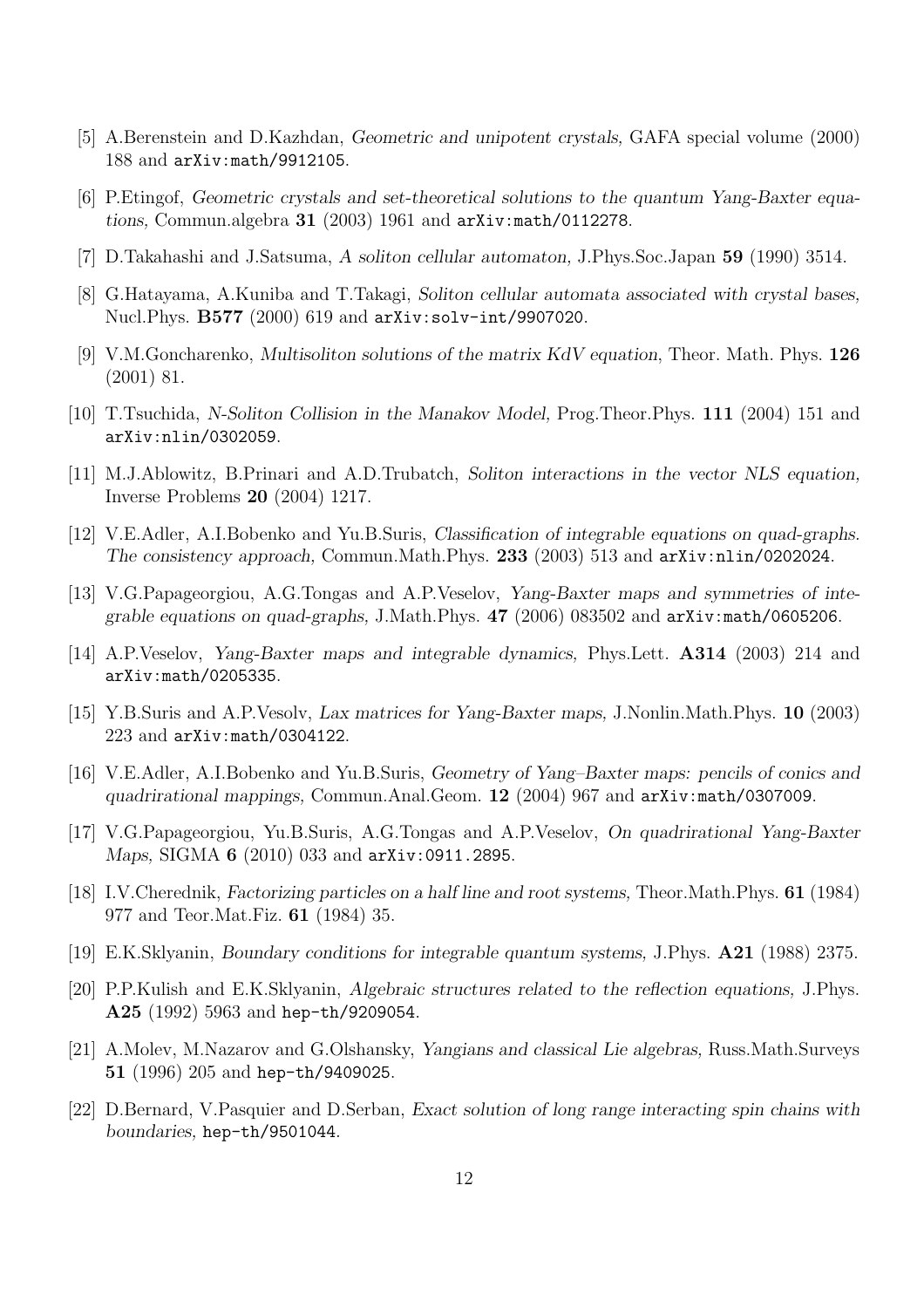[5] A.Berenstein and D.Kazhdan, *Geometric and unipotent crystals,* GAFA special volume (2000) 188 and arXiv:math/9912105.

[6] P.Etingof, *Geometric crystals and set-theoretical solutions to the quantum Yang-Baxter equations,* Commun.algebra **31** (2003) 1961 and arXiv:math/0112278.

[7] D.Takahashi and J.Satsuma, *A soliton cellular automaton,* J.Phys.Soc.Japan **59** (1990) 3514.

[8] G.Hatayama, A.Kuniba and T.Takagi, *Soliton cellular automata associated with crystal bases,* Nucl.Phys. **B577** (2000) 619 and arXiv:solv-int/9907020.

[9] V.M.Goncharenko, *Multisoliton solutions of the matrix KdV equation*, Theor. Math. Phys. **126** (2001) 81.

[10] T.Tsuchida, *N-Soliton Collision in the Manakov Model,* Prog.Theor.Phys. **111** (2004) 151 and arXiv:nlin/0302059.

[11] M.J.Ablowitz, B.Prinari and A.D.Trubatch, *Soliton interactions in the vector NLS equation,* Inverse Problems **20** (2004) 1217.

[12] V.E.Adler, A.I.Bobenko and Yu.B.Suris, *Classification of integrable equations on quad-graphs. The consistency approach,* Commun.Math.Phys. **233** (2003) 513 and arXiv:nlin/0202024.

[13] V.G.Papageorgiou, A.G.Tongas and A.P.Veselov, *Yang-Baxter maps and symmetries of integrable equations on quad-graphs,* J.Math.Phys. **47** (2006) 083502 and arXiv:math/0605206.

[14] A.P.Veselov, *Yang-Baxter maps and integrable dynamics,* Phys.Lett. **A314** (2003) 214 and arXiv:math/0205335.

[15] Y.B.Suris and A.P.Vesolv, *Lax matrices for Yang-Baxter maps,* J.Nonlin.Math.Phys. **10** (2003) 223 and arXiv:math/0304122.

[16] V.E.Adler, A.I.Bobenko and Yu.B.Suris, *Geometry of Yang–Baxter maps: pencils of conics and quadrirational mappings,* Commun.Anal.Geom. **12** (2004) 967 and arXiv:math/0307009.

[17] V.G.Papageorgiou, Yu.B.Suris, A.G.Tongas and A.P.Veselov, *On quadrirational Yang-Baxter Maps,* SIGMA **6** (2010) 033 and arXiv:0911.2895.

[18] I.V.Cherednik, *Factorizing particles on a half line and root systems,* Theor.Math.Phys. **61** (1984) 977 and Teor.Mat.Fiz. **61** (1984) 35.

[19] E.K.Sklyanin, *Boundary conditions for integrable quantum systems,* J.Phys. **A21** (1988) 2375.

[20] P.P.Kulish and E.K.Sklyanin, *Algebraic structures related to the reflection equations,* J.Phys. **A25** (1992) 5963 and hep-th/9209054.

[21] A.Molev, M.Nazarov and G.Olshansky, *Yangians and classical Lie algebras,* Russ.Math.Surveys **51** (1996) 205 and hep-th/9409025.

[22] D.Bernard, V.Pasquier and D.Serban, *Exact solution of long range interacting spin chains with boundaries,* hep-th/9501044.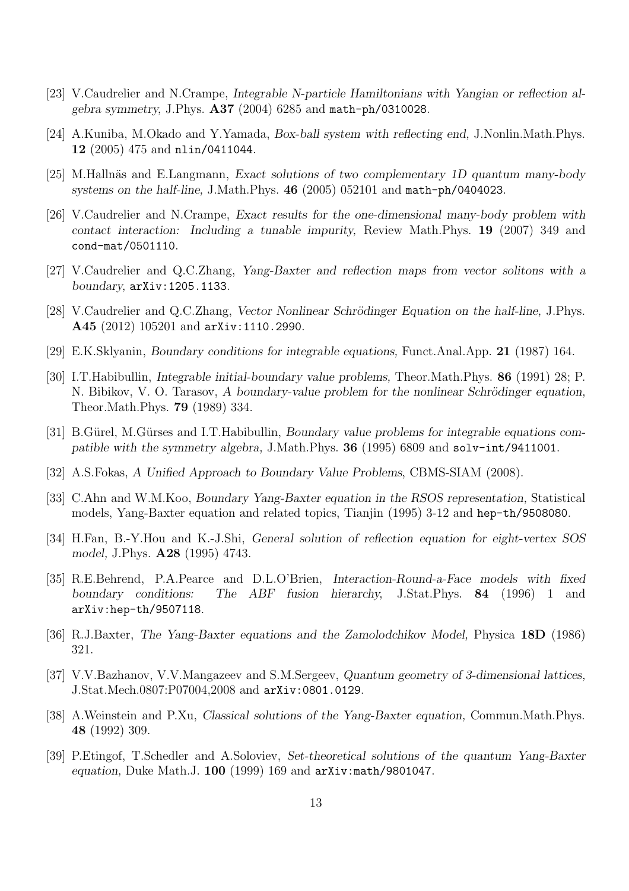- [23] V.Caudrelier and N.Crampe, *Integrable N-particle Hamiltonians with Yangian or reflection algebra symmetry,* J.Phys. **A37** (2004) 6285 and `math-ph/0310028`.
- [24] A.Kuniba, M.Okado and Y.Yamada, *Box-ball system with reflecting end,* J.Nonlin.Math.Phys. **12** (2005) 475 and `nlin/0411044`.
- [25] M.Hallnäs and E.Langmann, *Exact solutions of two complementary 1D quantum many-body systems on the half-line,* J.Math.Phys. **46** (2005) 052101 and `math-ph/0404023`.
- [26] V.Caudrelier and N.Crampe, *Exact results for the one-dimensional many-body problem with contact interaction: Including a tunable impurity,* Review Math.Phys. **19** (2007) 349 and `cond-mat/0501110`.
- [27] V.Caudrelier and Q.C.Zhang, *Yang-Baxter and reflection maps from vector solitons with a boundary,* `arXiv:1205.1133`.
- [28] V.Caudrelier and Q.C.Zhang, *Vector Nonlinear Schrödinger Equation on the half-line*, J.Phys. **A45** (2012) 105201 and `arXiv:1110.2990`.
- [29] E.K.Sklyanin, *Boundary conditions for integrable equations,* Funct.Anal.App. **21** (1987) 164.
- [30] I.T.Habibullin, *Integrable initial-boundary value problems,* Theor.Math.Phys. **86** (1991) 28; P. N. Bibikov, V. O. Tarasov, *A boundary-value problem for the nonlinear Schrödinger equation,* Theor.Math.Phys. **79** (1989) 334.
- [31] B.Gürel, M.Gürses and I.T.Habibullin, *Boundary value problems for integrable equations compatible with the symmetry algebra,* J.Math.Phys. **36** (1995) 6809 and `solv-int/9411001`.
- [32] A.S.Fokas, *A Unified Approach to Boundary Value Problems*, CBMS-SIAM (2008).
- [33] C.Ahn and W.M.Koo, *Boundary Yang-Baxter equation in the RSOS representation,* Statistical models, Yang-Baxter equation and related topics, Tianjin (1995) 3-12 and `hep-th/9508080`.
- [34] H.Fan, B.-Y.Hou and K.-J.Shi, *General solution of reflection equation for eight-vertex SOS model,* J.Phys. **A28** (1995) 4743.
- [35] R.E.Behrend, P.A.Pearce and D.L.O'Brien, *Interaction-Round-a-Face models with fixed boundary conditions: The ABF fusion hierarchy,* J.Stat.Phys. **84** (1996) 1 and `arXiv:hep-th/9507118`.
- [36] R.J.Baxter, *The Yang-Baxter equations and the Zamolodchikov Model,* Physica **18D** (1986) 321.
- [37] V.V.Bazhanov, V.V.Mangazeev and S.M.Sergeev, *Quantum geometry of 3-dimensional lattices,* J.Stat.Mech.0807:P07004,2008 and `arXiv:0801.0129`.
- [38] A.Weinstein and P.Xu, *Classical solutions of the Yang-Baxter equation,* Commun.Math.Phys. **48** (1992) 309.
- [39] P.Etingof, T.Schedler and A.Soloviev, *Set-theoretical solutions of the quantum Yang-Baxter equation,* Duke Math.J. **100** (1999) 169 and `arXiv:math/9801047`.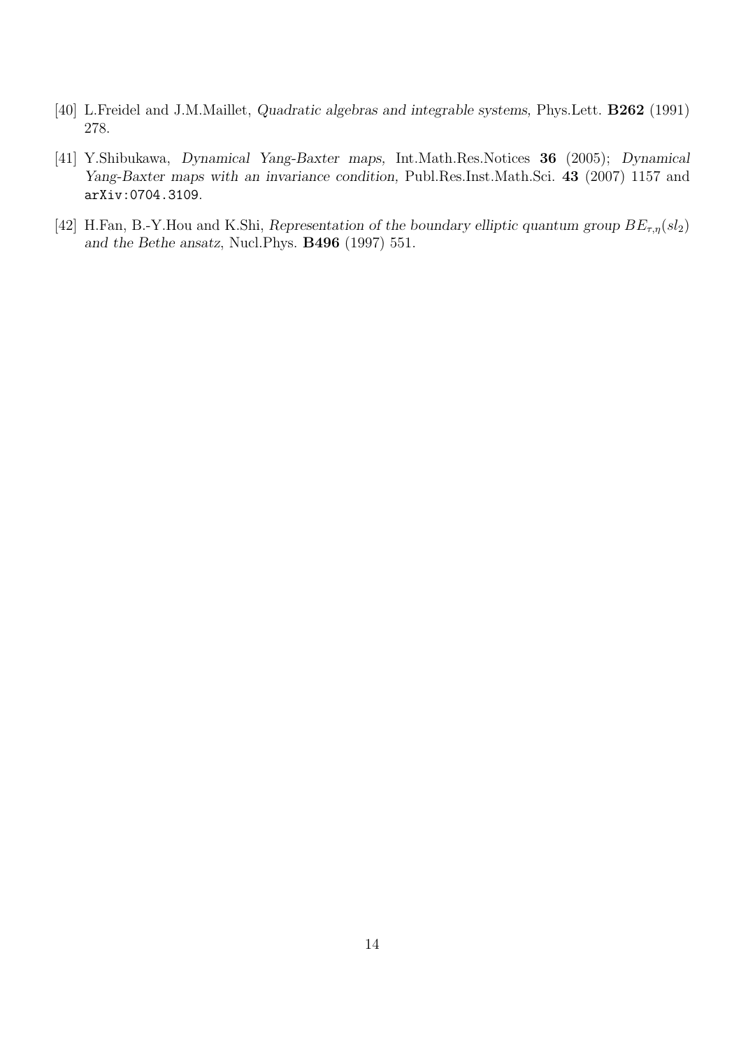[40] L.Freidel and J.M.Maillet, *Quadratic algebras and integrable systems,* Phys.Lett. **B262** (1991) 278.

[41] Y.Shibukawa, *Dynamical Yang-Baxter maps,* Int.Math.Res.Notices **36** (2005); *Dynamical Yang-Baxter maps with an invariance condition,* Publ.Res.Inst.Math.Sci. **43** (2007) 1157 and arXiv:0704.3109.

[42] H.Fan, B.-Y.Hou and K.Shi, *Representation of the boundary elliptic quantum group $BE_{\tau,\eta}(sl_2)$ and the Bethe ansatz*, Nucl.Phys. **B496** (1997) 551.